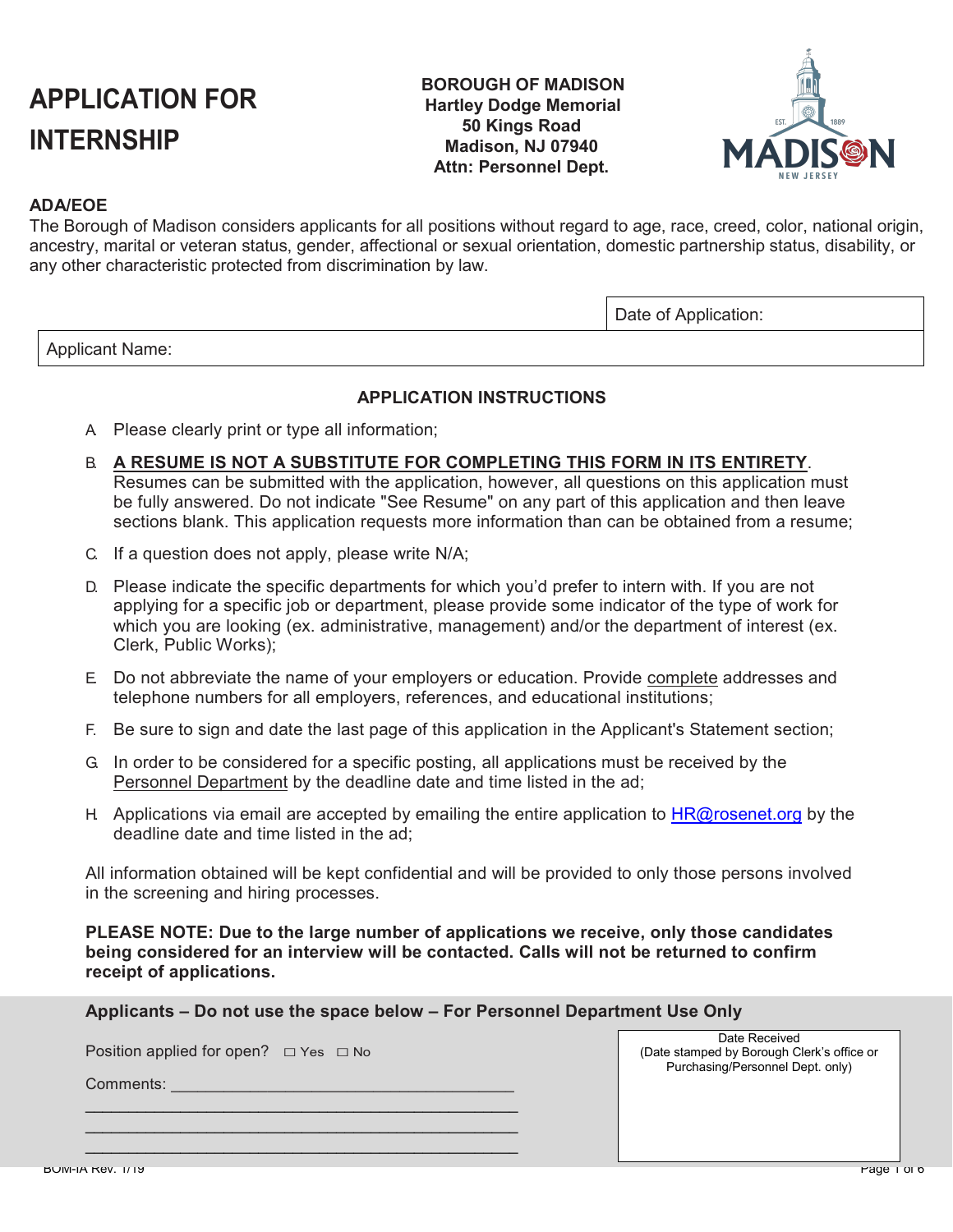# APPLICATION FOR INTERNSHIP

**BOROUGH OF MADISON**
**Hartley Dodge Memorial**
**50 Kings Road**
**Madison, NJ 07940**
**Attn: Personnel Dept.**

**ADA/EOE**

The Borough of Madison considers applicants for all positions without regard to age, race, creed, color, national origin, ancestry, marital or veteran status, gender, affectional or sexual orientation, domestic partnership status, disability, or any other characteristic protected from discrimination by law.

| | Date of Application: |
|---|---|
| Applicant Name: | |

## APPLICATION INSTRUCTIONS

A. Please clearly print or type all information;

B. **A RESUME IS NOT A SUBSTITUTE FOR COMPLETING THIS FORM IN ITS ENTIRETY**. Resumes can be submitted with the application, however, all questions on this application must be fully answered. Do not indicate "See Resume" on any part of this application and then leave sections blank. This application requests more information than can be obtained from a resume;

C. If a question does not apply, please write N/A;

D. Please indicate the specific departments for which you'd prefer to intern with. If you are not applying for a specific job or department, please provide some indicator of the type of work for which you are looking (ex. administrative, management) and/or the department of interest (ex. Clerk, Public Works);

E. Do not abbreviate the name of your employers or education. Provide complete addresses and telephone numbers for all employers, references, and educational institutions;

F. Be sure to sign and date the last page of this application in the Applicant's Statement section;

G. In order to be considered for a specific posting, all applications must be received by the Personnel Department by the deadline date and time listed in the ad;

H. Applications via email are accepted by emailing the entire application to HR@rosenet.org by the deadline date and time listed in the ad;

All information obtained will be kept confidential and will be provided to only those persons involved in the screening and hiring processes.

**PLEASE NOTE: Due to the large number of applications we receive, only those candidates being considered for an interview will be contacted. Calls will not be returned to confirm receipt of applications.**

**Applicants – Do not use the space below – For Personnel Department Use Only**

Position applied for open? ☐ Yes ☐ No

Comments: ______________________________________
______________________________________________
______________________________________________
______________________________________________

Date Received
(Date stamped by Borough Clerk's office or Purchasing/Personnel Dept. only)

BOM-IA Rev. 1/19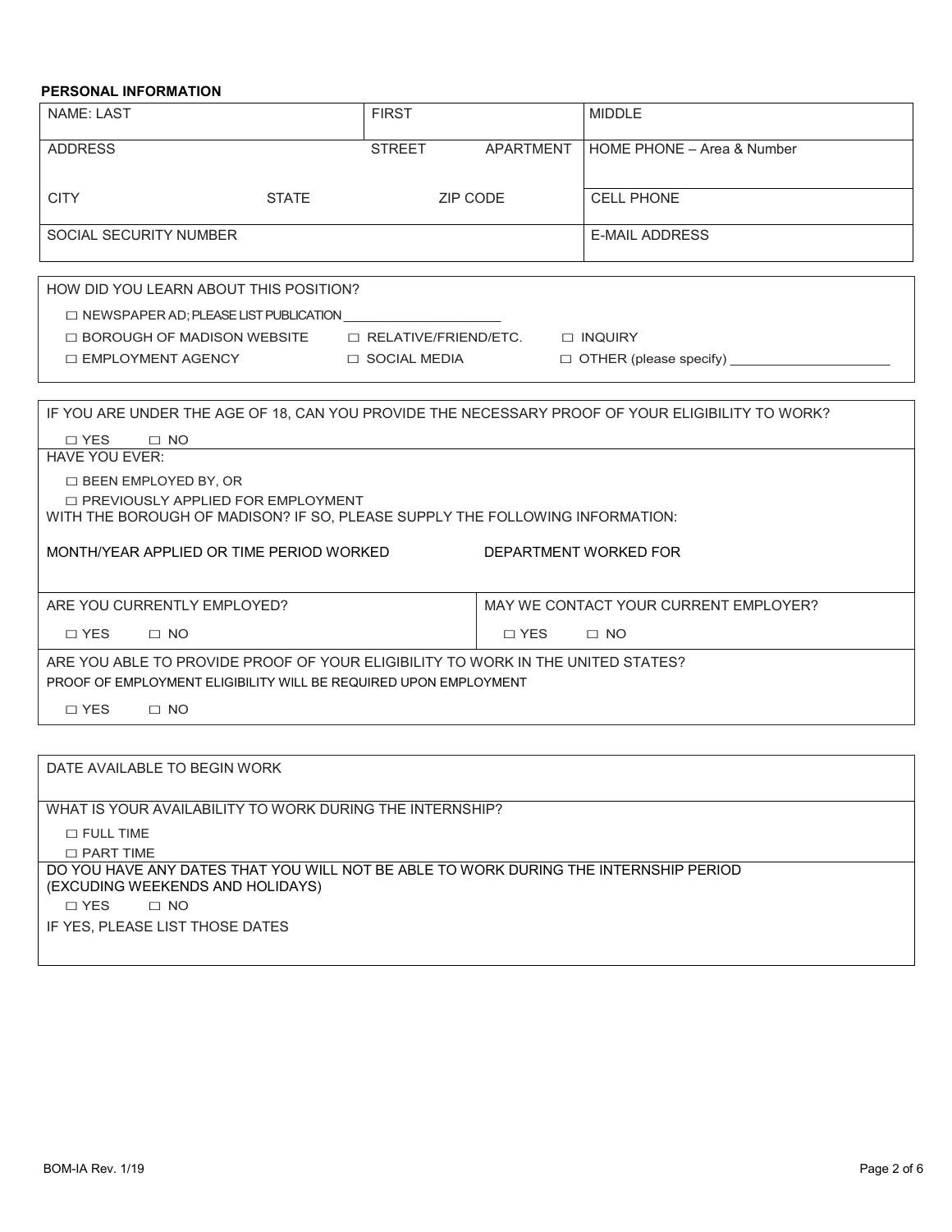**PERSONAL INFORMATION**

| NAME: LAST | | | FIRST | | MIDDLE |
|---|---|---|---|---|---|
| ADDRESS | | | STREET | APARTMENT | HOME PHONE – Area & Number |
| CITY | STATE | | ZIP CODE | | CELL PHONE |
| SOCIAL SECURITY NUMBER | | | | | E-MAIL ADDRESS |

HOW DID YOU LEARN ABOUT THIS POSITION?

□ NEWSPAPER AD; PLEASE LIST PUBLICATION ______________________

□ BOROUGH OF MADISON WEBSITE □ RELATIVE/FRIEND/ETC. □ INQUIRY

□ EMPLOYMENT AGENCY □ SOCIAL MEDIA □ OTHER (please specify) ______________________

IF YOU ARE UNDER THE AGE OF 18, CAN YOU PROVIDE THE NECESSARY PROOF OF YOUR ELIGIBILITY TO WORK?

□ YES □ NO

HAVE YOU EVER:

□ BEEN EMPLOYED BY, OR

□ PREVIOUSLY APPLIED FOR EMPLOYMENT

WITH THE BOROUGH OF MADISON? IF SO, PLEASE SUPPLY THE FOLLOWING INFORMATION:

| MONTH/YEAR APPLIED OR TIME PERIOD WORKED | DEPARTMENT WORKED FOR |
|---|---|
| | |

| ARE YOU CURRENTLY EMPLOYED? | MAY WE CONTACT YOUR CURRENT EMPLOYER? |
|---|---|
| □ YES □ NO | □ YES □ NO |

ARE YOU ABLE TO PROVIDE PROOF OF YOUR ELIGIBILITY TO WORK IN THE UNITED STATES?

PROOF OF EMPLOYMENT ELIGIBILITY WILL BE REQUIRED UPON EMPLOYMENT

□ YES □ NO

DATE AVAILABLE TO BEGIN WORK

WHAT IS YOUR AVAILABILITY TO WORK DURING THE INTERNSHIP?

□ FULL TIME

□ PART TIME

DO YOU HAVE ANY DATES THAT YOU WILL NOT BE ABLE TO WORK DURING THE INTERNSHIP PERIOD (EXCUDING WEEKENDS AND HOLIDAYS)

□ YES □ NO

IF YES, PLEASE LIST THOSE DATES

BOM-IA Rev. 1/19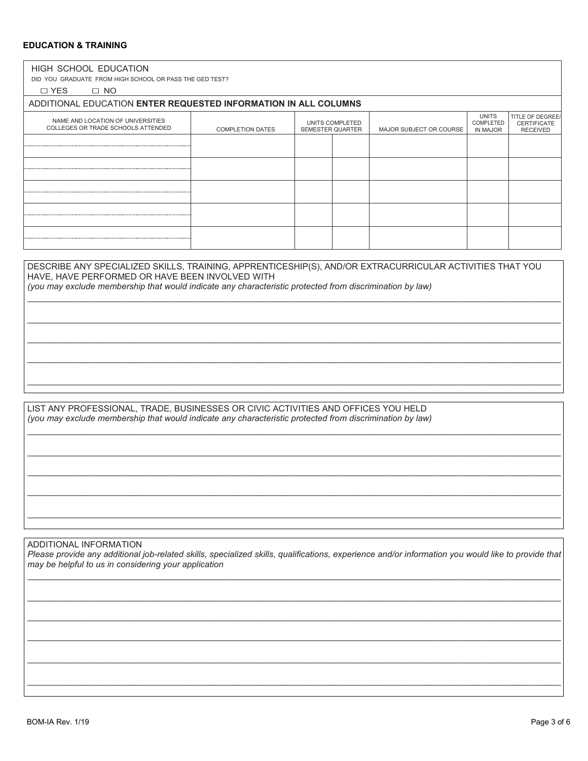## EDUCATION & TRAINING

### HIGH SCHOOL EDUCATION

DID YOU GRADUATE FROM HIGH SCHOOL OR PASS THE GED TEST?

☐ YES ☐ NO

### ADDITIONAL EDUCATION **ENTER REQUESTED INFORMATION IN ALL COLUMNS**

| NAME AND LOCATION OF UNIVERSITIES COLLEGES OR TRADE SCHOOLS ATTENDED | COMPLETION DATES | UNITS COMPLETED | | MAJOR SUBJECT OR COURSE | UNITS COMPLETED IN MAJOR | TITLE OF DEGREE/ CERTIFICATE RECEIVED |
|---|---|---|---|---|---|---|
| | | SEMESTER | QUARTER | | | |
| | | | | | | |
| | | | | | | |
| | | | | | | |
| | | | | | | |
| | | | | | | |

DESCRIBE ANY SPECIALIZED SKILLS, TRAINING, APPRENTICESHIP(S), AND/OR EXTRACURRICULAR ACTIVITIES THAT YOU HAVE, HAVE PERFORMED OR HAVE BEEN INVOLVED WITH
*(you may exclude membership that would indicate any characteristic protected from discrimination by law)*

_______________________________________________

_______________________________________________

_______________________________________________

_______________________________________________

_______________________________________________

LIST ANY PROFESSIONAL, TRADE, BUSINESSES OR CIVIC ACTIVITIES AND OFFICES YOU HELD
*(you may exclude membership that would indicate any characteristic protected from discrimination by law)*

_______________________________________________

_______________________________________________

_______________________________________________

_______________________________________________

_______________________________________________

ADDITIONAL INFORMATION
*Please provide any additional job-related skills, specialized skills, qualifications, experience and/or information you would like to provide that may be helpful to us in considering your application*

_______________________________________________

_______________________________________________

_______________________________________________

_______________________________________________

_______________________________________________

_______________________________________________

BOM-IA Rev. 1/19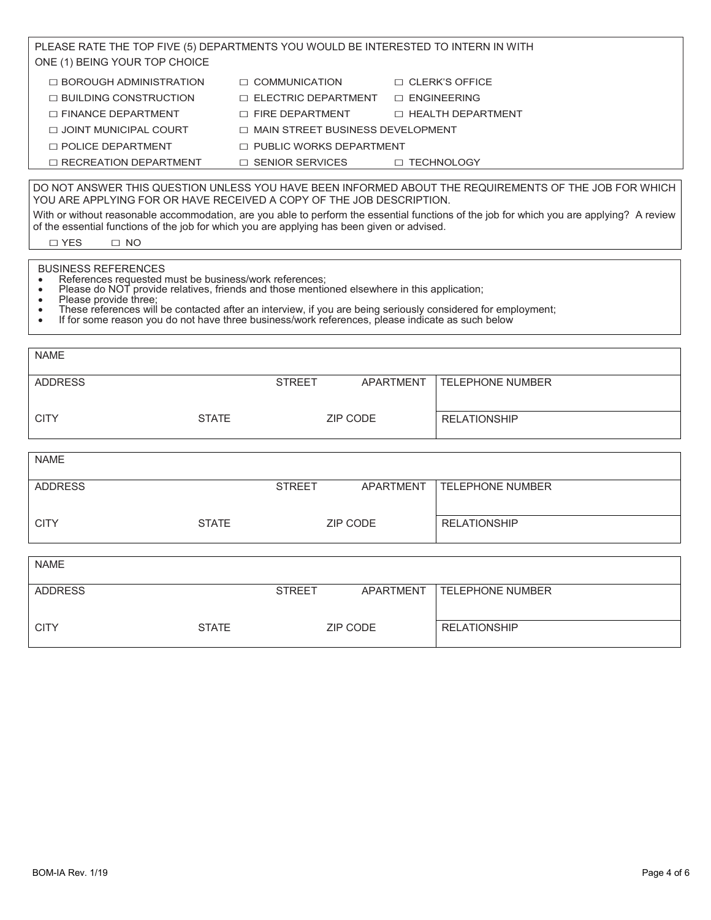PLEASE RATE THE TOP FIVE (5) DEPARTMENTS YOU WOULD BE INTERESTED TO INTERN IN WITH ONE (1) BEING YOUR TOP CHOICE

- ☐ BOROUGH ADMINISTRATION
- ☐ COMMUNICATION
- ☐ CLERK'S OFFICE
- ☐ BUILDING CONSTRUCTION
- ☐ ELECTRIC DEPARTMENT
- ☐ ENGINEERING
- ☐ FINANCE DEPARTMENT
- ☐ FIRE DEPARTMENT
- ☐ HEALTH DEPARTMENT
- ☐ JOINT MUNICIPAL COURT
- ☐ MAIN STREET BUSINESS DEVELOPMENT
- ☐ POLICE DEPARTMENT
- ☐ PUBLIC WORKS DEPARTMENT
- ☐ RECREATION DEPARTMENT
- ☐ SENIOR SERVICES
- ☐ TECHNOLOGY

DO NOT ANSWER THIS QUESTION UNLESS YOU HAVE BEEN INFORMED ABOUT THE REQUIREMENTS OF THE JOB FOR WHICH YOU ARE APPLYING FOR OR HAVE RECEIVED A COPY OF THE JOB DESCRIPTION.

With or without reasonable accommodation, are you able to perform the essential functions of the job for which you are applying? A review of the essential functions of the job for which you are applying has been given or advised.

☐ YES ☐ NO

BUSINESS REFERENCES

- References requested must be business/work references;
- Please do NOT provide relatives, friends and those mentioned elsewhere in this application;
- Please provide three;
- These references will be contacted after an interview, if you are being seriously considered for employment;
- If for some reason you do not have three business/work references, please indicate as such below

| NAME | | | |
|---|---|---|---|
| ADDRESS | STREET | APARTMENT | TELEPHONE NUMBER |
| CITY | STATE | ZIP CODE | RELATIONSHIP |

| NAME | | | |
|---|---|---|---|
| ADDRESS | STREET | APARTMENT | TELEPHONE NUMBER |
| CITY | STATE | ZIP CODE | RELATIONSHIP |

| NAME | | | |
|---|---|---|---|
| ADDRESS | STREET | APARTMENT | TELEPHONE NUMBER |
| CITY | STATE | ZIP CODE | RELATIONSHIP |

BOM-IA Rev. 1/19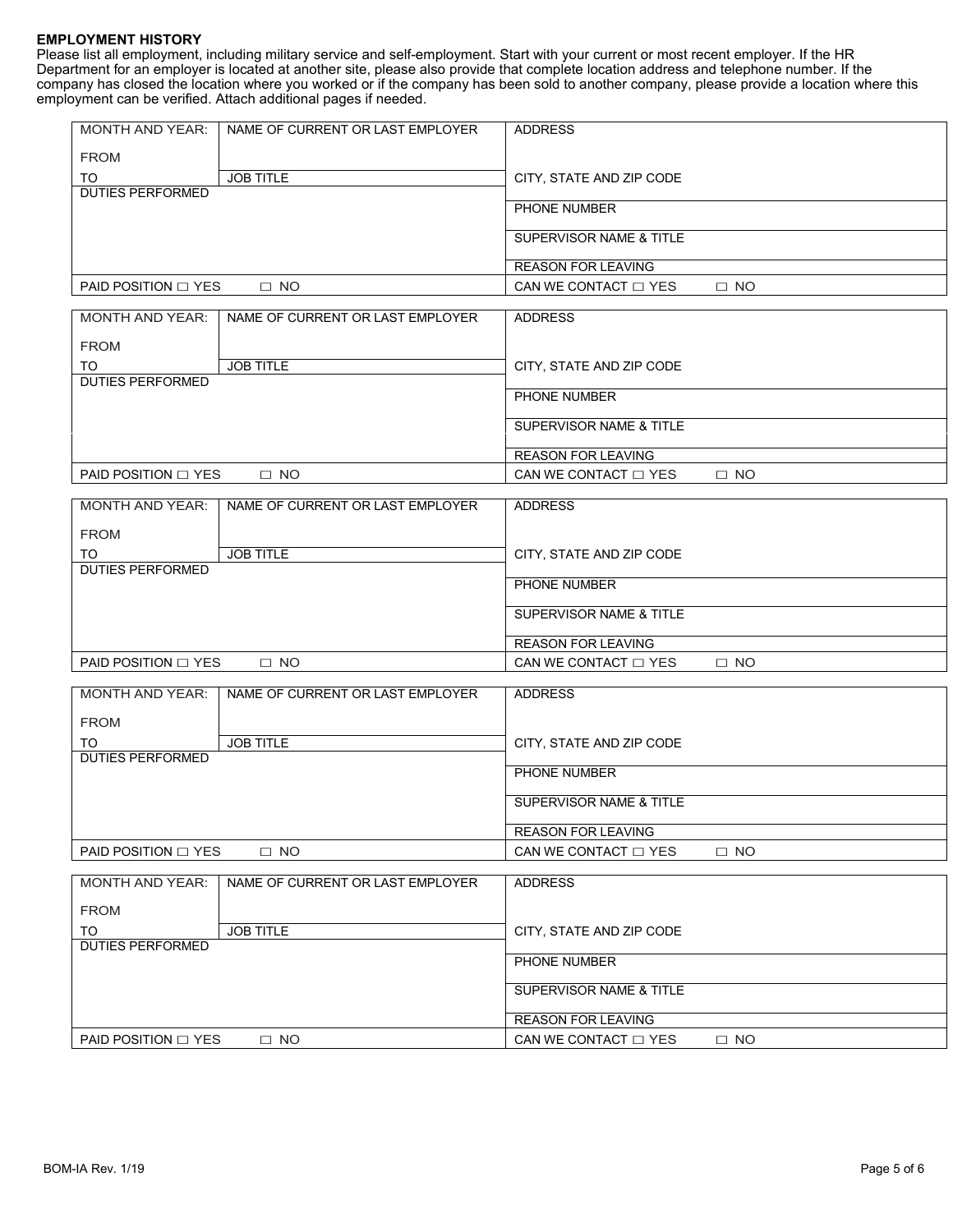**EMPLOYMENT HISTORY**

Please list all employment, including military service and self-employment. Start with your current or most recent employer. If the HR Department for an employer is located at another site, please also provide that complete location address and telephone number. If the company has closed the location where you worked or if the company has been sold to another company, please provide a location where this employment can be verified. Attach additional pages if needed.

| MONTH AND YEAR: FROM | NAME OF CURRENT OR LAST EMPLOYER | ADDRESS |
|---|---|---|
| TO | JOB TITLE | CITY, STATE AND ZIP CODE |
| DUTIES PERFORMED | | PHONE NUMBER |
| | | SUPERVISOR NAME & TITLE |
| | | REASON FOR LEAVING |
| PAID POSITION ☐ YES ☐ NO | | CAN WE CONTACT ☐ YES ☐ NO |

| MONTH AND YEAR: FROM | NAME OF CURRENT OR LAST EMPLOYER | ADDRESS |
|---|---|---|
| TO | JOB TITLE | CITY, STATE AND ZIP CODE |
| DUTIES PERFORMED | | PHONE NUMBER |
| | | SUPERVISOR NAME & TITLE |
| | | REASON FOR LEAVING |
| PAID POSITION ☐ YES ☐ NO | | CAN WE CONTACT ☐ YES ☐ NO |

| MONTH AND YEAR: FROM | NAME OF CURRENT OR LAST EMPLOYER | ADDRESS |
|---|---|---|
| TO | JOB TITLE | CITY, STATE AND ZIP CODE |
| DUTIES PERFORMED | | PHONE NUMBER |
| | | SUPERVISOR NAME & TITLE |
| | | REASON FOR LEAVING |
| PAID POSITION ☐ YES ☐ NO | | CAN WE CONTACT ☐ YES ☐ NO |

| MONTH AND YEAR: FROM | NAME OF CURRENT OR LAST EMPLOYER | ADDRESS |
|---|---|---|
| TO | JOB TITLE | CITY, STATE AND ZIP CODE |
| DUTIES PERFORMED | | PHONE NUMBER |
| | | SUPERVISOR NAME & TITLE |
| | | REASON FOR LEAVING |
| PAID POSITION ☐ YES ☐ NO | | CAN WE CONTACT ☐ YES ☐ NO |

| MONTH AND YEAR: FROM | NAME OF CURRENT OR LAST EMPLOYER | ADDRESS |
|---|---|---|
| TO | JOB TITLE | CITY, STATE AND ZIP CODE |
| DUTIES PERFORMED | | PHONE NUMBER |
| | | SUPERVISOR NAME & TITLE |
| | | REASON FOR LEAVING |
| PAID POSITION ☐ YES ☐ NO | | CAN WE CONTACT ☐ YES ☐ NO |

BOM-IA Rev. 1/19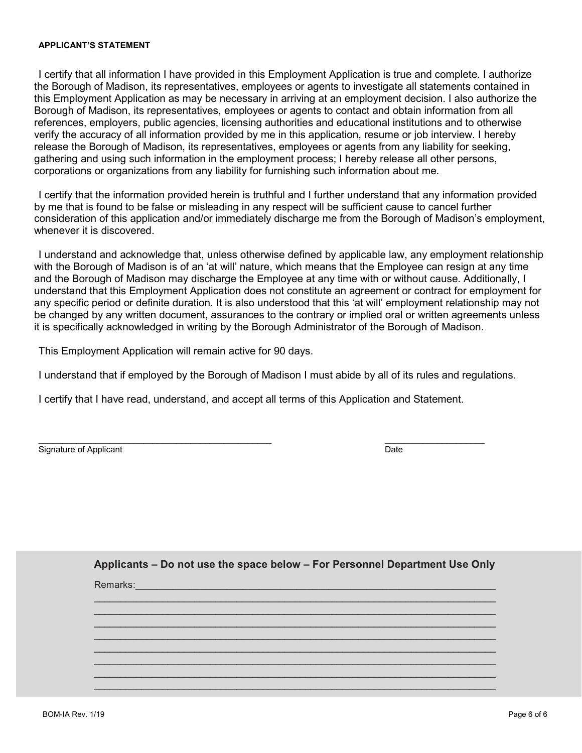**APPLICANT'S STATEMENT**

I certify that all information I have provided in this Employment Application is true and complete. I authorize the Borough of Madison, its representatives, employees or agents to investigate all statements contained in this Employment Application as may be necessary in arriving at an employment decision. I also authorize the Borough of Madison, its representatives, employees or agents to contact and obtain information from all references, employers, public agencies, licensing authorities and educational institutions and to otherwise verify the accuracy of all information provided by me in this application, resume or job interview. I hereby release the Borough of Madison, its representatives, employees or agents from any liability for seeking, gathering and using such information in the employment process; I hereby release all other persons, corporations or organizations from any liability for furnishing such information about me.

I certify that the information provided herein is truthful and I further understand that any information provided by me that is found to be false or misleading in any respect will be sufficient cause to cancel further consideration of this application and/or immediately discharge me from the Borough of Madison's employment, whenever it is discovered.

I understand and acknowledge that, unless otherwise defined by applicable law, any employment relationship with the Borough of Madison is of an 'at will' nature, which means that the Employee can resign at any time and the Borough of Madison may discharge the Employee at any time with or without cause. Additionally, I understand that this Employment Application does not constitute an agreement or contract for employment for any specific period or definite duration. It is also understood that this 'at will' employment relationship may not be changed by any written document, assurances to the contrary or implied oral or written agreements unless it is specifically acknowledged in writing by the Borough Administrator of the Borough of Madison.

This Employment Application will remain active for 90 days.

I understand that if employed by the Borough of Madison I must abide by all of its rules and regulations.

I certify that I have read, understand, and accept all terms of this Application and Statement.

_____________________________________________ Signature of Applicant

___________________ Date

**Applicants – Do not use the space below – For Personnel Department Use Only**

Remarks:_________________________________________________________________

__________________________________________________________________________

__________________________________________________________________________

__________________________________________________________________________

__________________________________________________________________________

__________________________________________________________________________

__________________________________________________________________________

__________________________________________________________________________

__________________________________________________________________________

BOM-IA Rev. 1/19